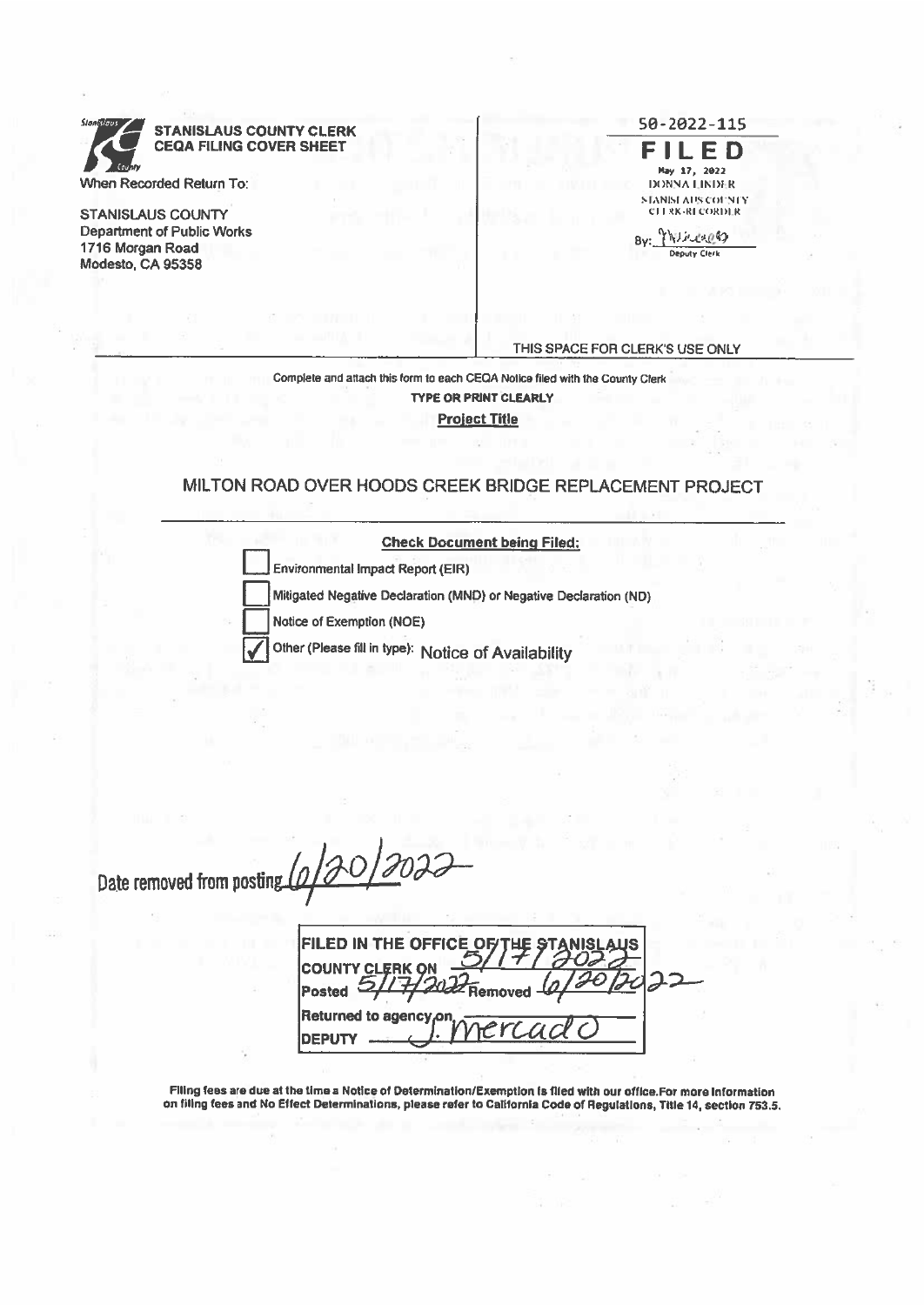**STANISLAUS COUNTY CLERK**
**CEQA FILING COVER SHEET**

When Recorded Return To:

STANISLAUS COUNTY
Department of Public Works
1716 Morgan Road
Modesto, CA 95358

58-2022-115

**FILED**

May 17, 2022
DONNA LINDER
STANISLAUS COUNTY
CLERK-RECORDER

By: _(signature)_
Deputy Clerk

THIS SPACE FOR CLERK'S USE ONLY

Complete and attach this form to each CEQA Notice filed with the County Clerk

**TYPE OR PRINT CLEARLY**

**Project Title**

MILTON ROAD OVER HOODS CREEK BRIDGE REPLACEMENT PROJECT

**Check Document being Filed:**

- [ ] Environmental Impact Report (EIR)
- [ ] Mitigated Negative Declaration (MND) or Negative Declaration (ND)
- [ ] Notice of Exemption (NOE)
- [x] Other (Please fill in type): Notice of Availability

Date removed from posting 6/20/2022

| FILED IN THE OFFICE OF THE STANISLAUS COUNTY CLERK ON 5/17/2022 |
|---|
| Posted 5/17/2022 Removed 6/20/2022 |
| Returned to agency on |
| DEPUTY J. Mercado |

**Filing fees are due at the time a Notice of Determination/Exemption is filed with our office. For more information on filing fees and No Effect Determinations, please refer to California Code of Regulations, Title 14, section 753.5.**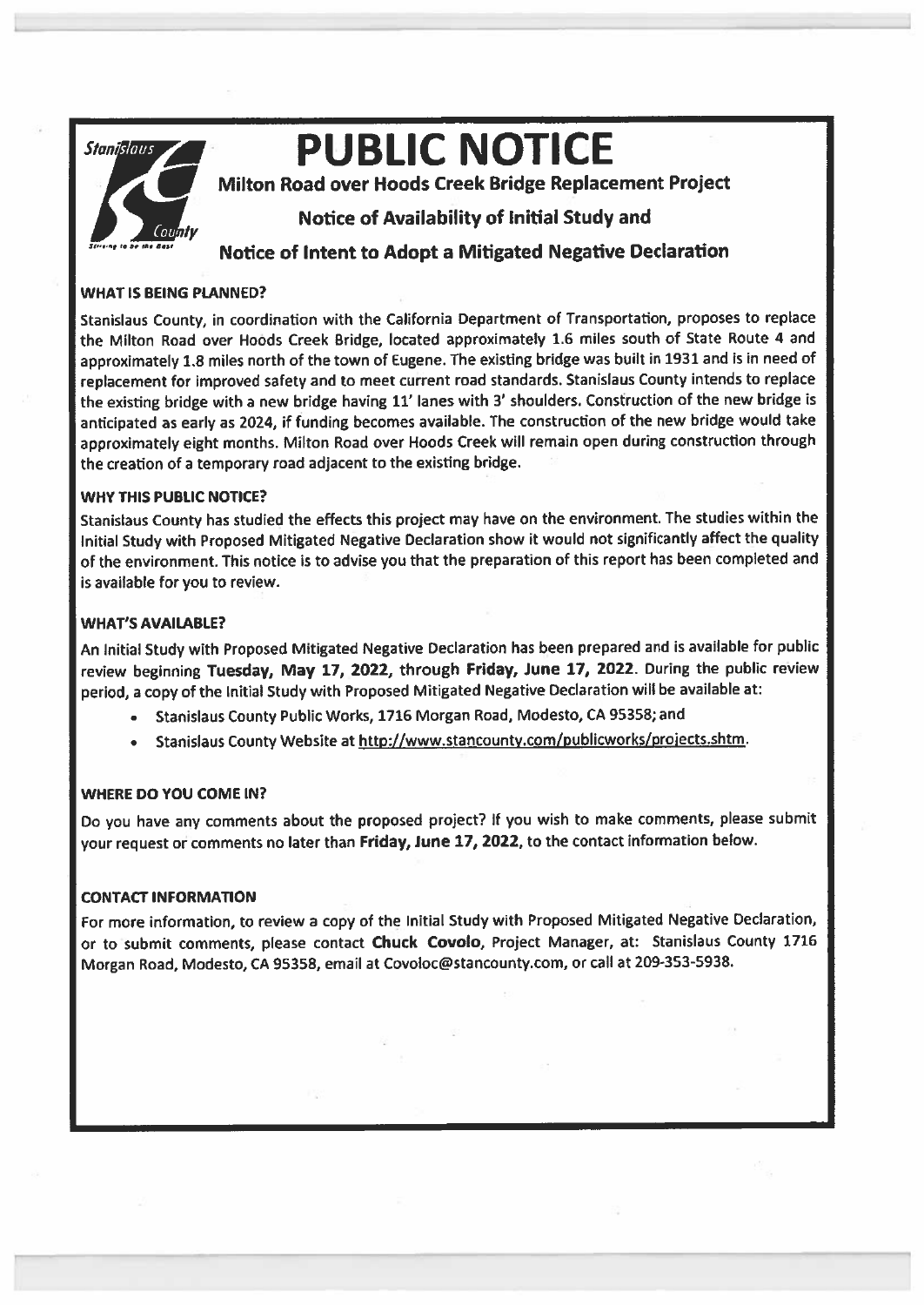# PUBLIC NOTICE

## Milton Road over Hoods Creek Bridge Replacement Project

## Notice of Availability of Initial Study and

## Notice of Intent to Adopt a Mitigated Negative Declaration

### WHAT IS BEING PLANNED?

Stanislaus County, in coordination with the California Department of Transportation, proposes to replace the Milton Road over Hoods Creek Bridge, located approximately 1.6 miles south of State Route 4 and approximately 1.8 miles north of the town of Eugene. The existing bridge was built in 1931 and is in need of replacement for improved safety and to meet current road standards. Stanislaus County intends to replace the existing bridge with a new bridge having 11' lanes with 3' shoulders. Construction of the new bridge is anticipated as early as 2024, if funding becomes available. The construction of the new bridge would take approximately eight months. Milton Road over Hoods Creek will remain open during construction through the creation of a temporary road adjacent to the existing bridge.

### WHY THIS PUBLIC NOTICE?

Stanislaus County has studied the effects this project may have on the environment. The studies within the Initial Study with Proposed Mitigated Negative Declaration show it would not significantly affect the quality of the environment. This notice is to advise you that the preparation of this report has been completed and is available for you to review.

### WHAT'S AVAILABLE?

An Initial Study with Proposed Mitigated Negative Declaration has been prepared and is available for public review beginning **Tuesday, May 17, 2022,** through **Friday, June 17, 2022**. During the public review period, a copy of the Initial Study with Proposed Mitigated Negative Declaration will be available at:

- Stanislaus County Public Works, 1716 Morgan Road, Modesto, CA 95358; and
- Stanislaus County Website at http://www.stancounty.com/publicworks/projects.shtm.

### WHERE DO YOU COME IN?

Do you have any comments about the proposed project? If you wish to make comments, please submit your request or comments no later than **Friday, June 17, 2022,** to the contact information below.

### CONTACT INFORMATION

For more information, to review a copy of the Initial Study with Proposed Mitigated Negative Declaration, or to submit comments, please contact **Chuck Covolo**, Project Manager, at: Stanislaus County 1716 Morgan Road, Modesto, CA 95358, email at Covoloc@stancounty.com, or call at 209-353-5938.